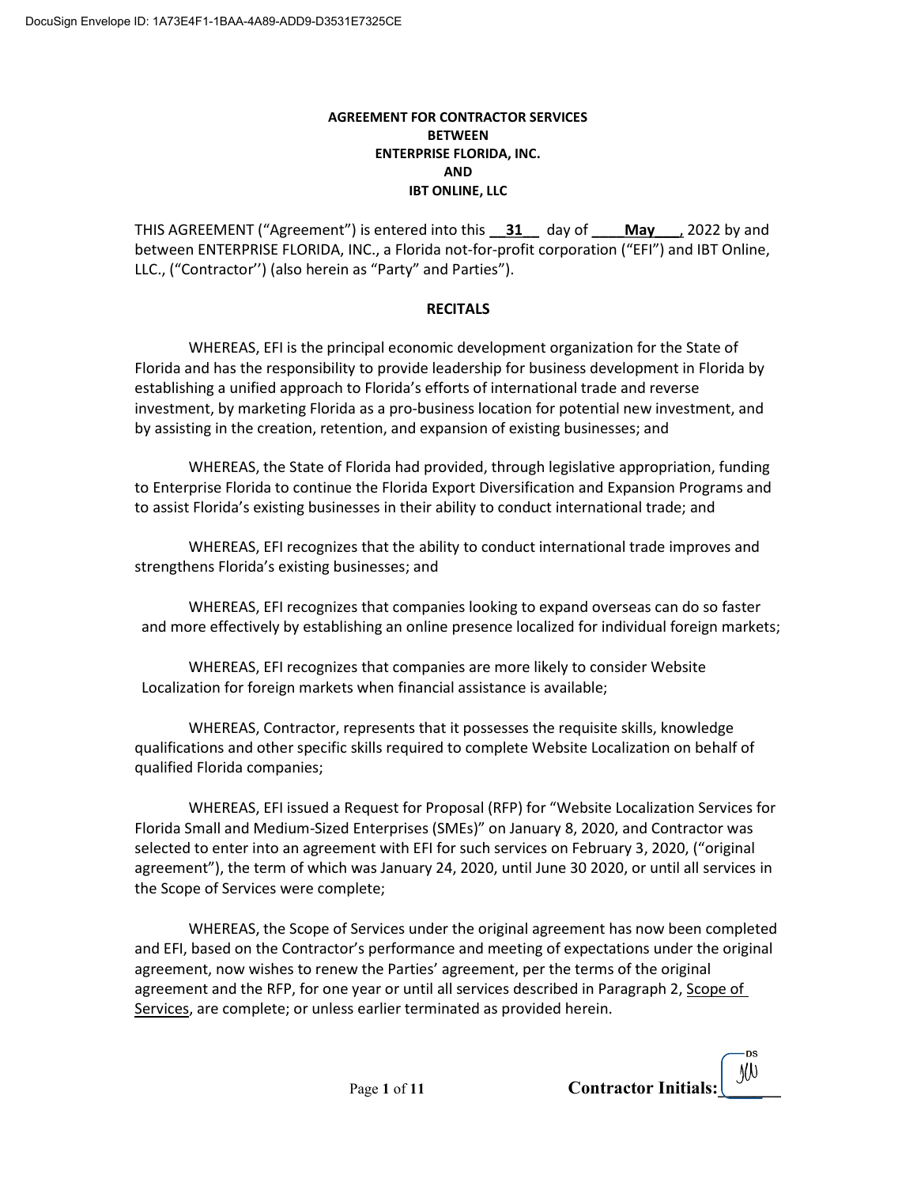DocuSign Envelope ID: 1A73E4F1-1BAA-4A89-ADD9-D3531E7325CE

**AGREEMENT FOR CONTRACTOR SERVICES**
**BETWEEN**
**ENTERPRISE FLORIDA, INC.**
**AND**
**IBT ONLINE, LLC**

THIS AGREEMENT ("Agreement") is entered into this __**31**__ day of ____**May**___, 2022 by and between ENTERPRISE FLORIDA, INC., a Florida not-for-profit corporation ("EFI") and IBT Online, LLC., ("Contractor'') (also herein as "Party" and Parties").

## RECITALS

WHEREAS, EFI is the principal economic development organization for the State of Florida and has the responsibility to provide leadership for business development in Florida by establishing a unified approach to Florida's efforts of international trade and reverse investment, by marketing Florida as a pro-business location for potential new investment, and by assisting in the creation, retention, and expansion of existing businesses; and

WHEREAS, the State of Florida had provided, through legislative appropriation, funding to Enterprise Florida to continue the Florida Export Diversification and Expansion Programs and to assist Florida's existing businesses in their ability to conduct international trade; and

WHEREAS, EFI recognizes that the ability to conduct international trade improves and strengthens Florida's existing businesses; and

WHEREAS, EFI recognizes that companies looking to expand overseas can do so faster and more effectively by establishing an online presence localized for individual foreign markets;

WHEREAS, EFI recognizes that companies are more likely to consider Website Localization for foreign markets when financial assistance is available;

WHEREAS, Contractor, represents that it possesses the requisite skills, knowledge qualifications and other specific skills required to complete Website Localization on behalf of qualified Florida companies;

WHEREAS, EFI issued a Request for Proposal (RFP) for "Website Localization Services for Florida Small and Medium-Sized Enterprises (SMEs)" on January 8, 2020, and Contractor was selected to enter into an agreement with EFI for such services on February 3, 2020, ("original agreement"), the term of which was January 24, 2020, until June 30 2020, or until all services in the Scope of Services were complete;

WHEREAS, the Scope of Services under the original agreement has now been completed and EFI, based on the Contractor's performance and meeting of expectations under the original agreement, now wishes to renew the Parties' agreement, per the terms of the original agreement and the RFP, for one year or until all services described in Paragraph 2, Scope of Services, are complete; or unless earlier terminated as provided herein.

**Contractor Initials:** JW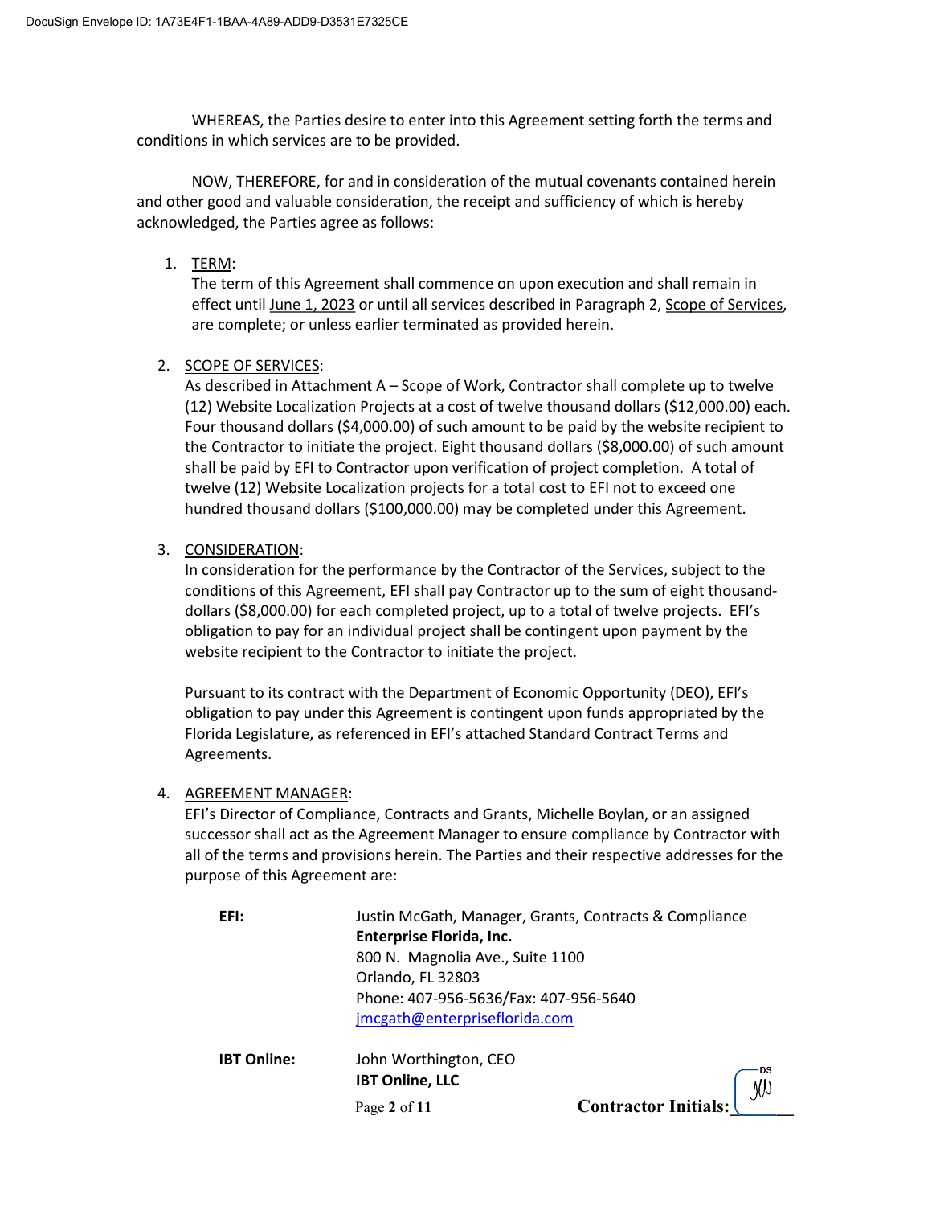WHEREAS, the Parties desire to enter into this Agreement setting forth the terms and conditions in which services are to be provided.

NOW, THEREFORE, for and in consideration of the mutual covenants contained herein and other good and valuable consideration, the receipt and sufficiency of which is hereby acknowledged, the Parties agree as follows:

1. <u>TERM</u>:
   The term of this Agreement shall commence on upon execution and shall remain in effect until <u>June 1, 2023</u> or until all services described in Paragraph 2, <u>Scope of Services</u>, are complete; or unless earlier terminated as provided herein.

2. <u>SCOPE OF SERVICES</u>:
   As described in Attachment A – Scope of Work, Contractor shall complete up to twelve (12) Website Localization Projects at a cost of twelve thousand dollars ($12,000.00) each. Four thousand dollars ($4,000.00) of such amount to be paid by the website recipient to the Contractor to initiate the project. Eight thousand dollars ($8,000.00) of such amount shall be paid by EFI to Contractor upon verification of project completion. A total of twelve (12) Website Localization projects for a total cost to EFI not to exceed one hundred thousand dollars ($100,000.00) may be completed under this Agreement.

3. <u>CONSIDERATION</u>:
   In consideration for the performance by the Contractor of the Services, subject to the conditions of this Agreement, EFI shall pay Contractor up to the sum of eight thousand-dollars ($8,000.00) for each completed project, up to a total of twelve projects. EFI's obligation to pay for an individual project shall be contingent upon payment by the website recipient to the Contractor to initiate the project.

   Pursuant to its contract with the Department of Economic Opportunity (DEO), EFI's obligation to pay under this Agreement is contingent upon funds appropriated by the Florida Legislature, as referenced in EFI's attached Standard Contract Terms and Agreements.

4. <u>AGREEMENT MANAGER</u>:
   EFI's Director of Compliance, Contracts and Grants, Michelle Boylan, or an assigned successor shall act as the Agreement Manager to ensure compliance by Contractor with all of the terms and provisions herein. The Parties and their respective addresses for the purpose of this Agreement are:

   **EFI:**
   Justin McGath, Manager, Grants, Contracts & Compliance
   **Enterprise Florida, Inc.**
   800 N. Magnolia Ave., Suite 1100
   Orlando, FL 32803
   Phone: 407-956-5636/Fax: 407-956-5640
   jmcgath@enterpriseflorida.com

   **IBT Online:**
   John Worthington, CEO
   **IBT Online, LLC**

**Contractor Initials:** JW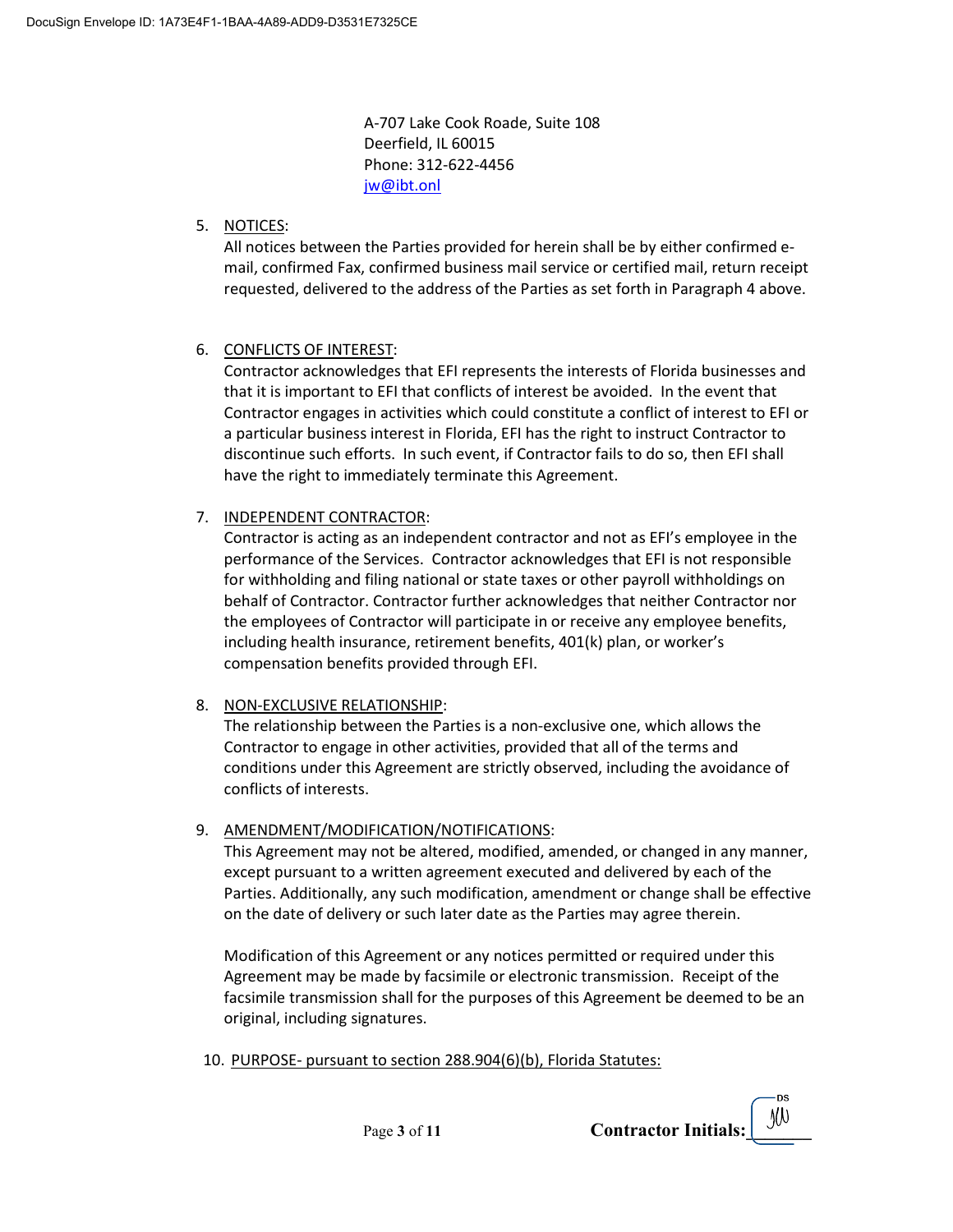A-707 Lake Cook Roade, Suite 108
Deerfield, IL 60015
Phone: 312-622-4456
jw@ibt.onl

5. NOTICES:
All notices between the Parties provided for herein shall be by either confirmed e-mail, confirmed Fax, confirmed business mail service or certified mail, return receipt requested, delivered to the address of the Parties as set forth in Paragraph 4 above.

6. CONFLICTS OF INTEREST:
Contractor acknowledges that EFI represents the interests of Florida businesses and that it is important to EFI that conflicts of interest be avoided. In the event that Contractor engages in activities which could constitute a conflict of interest to EFI or a particular business interest in Florida, EFI has the right to instruct Contractor to discontinue such efforts. In such event, if Contractor fails to do so, then EFI shall have the right to immediately terminate this Agreement.

7. INDEPENDENT CONTRACTOR:
Contractor is acting as an independent contractor and not as EFI's employee in the performance of the Services. Contractor acknowledges that EFI is not responsible for withholding and filing national or state taxes or other payroll withholdings on behalf of Contractor. Contractor further acknowledges that neither Contractor nor the employees of Contractor will participate in or receive any employee benefits, including health insurance, retirement benefits, 401(k) plan, or worker's compensation benefits provided through EFI.

8. NON-EXCLUSIVE RELATIONSHIP:
The relationship between the Parties is a non-exclusive one, which allows the Contractor to engage in other activities, provided that all of the terms and conditions under this Agreement are strictly observed, including the avoidance of conflicts of interests.

9. AMENDMENT/MODIFICATION/NOTIFICATIONS:
This Agreement may not be altered, modified, amended, or changed in any manner, except pursuant to a written agreement executed and delivered by each of the Parties. Additionally, any such modification, amendment or change shall be effective on the date of delivery or such later date as the Parties may agree therein.

   Modification of this Agreement or any notices permitted or required under this Agreement may be made by facsimile or electronic transmission. Receipt of the facsimile transmission shall for the purposes of this Agreement be deemed to be an original, including signatures.

10. PURPOSE- pursuant to section 288.904(6)(b), Florida Statutes:

**Contractor Initials:** JW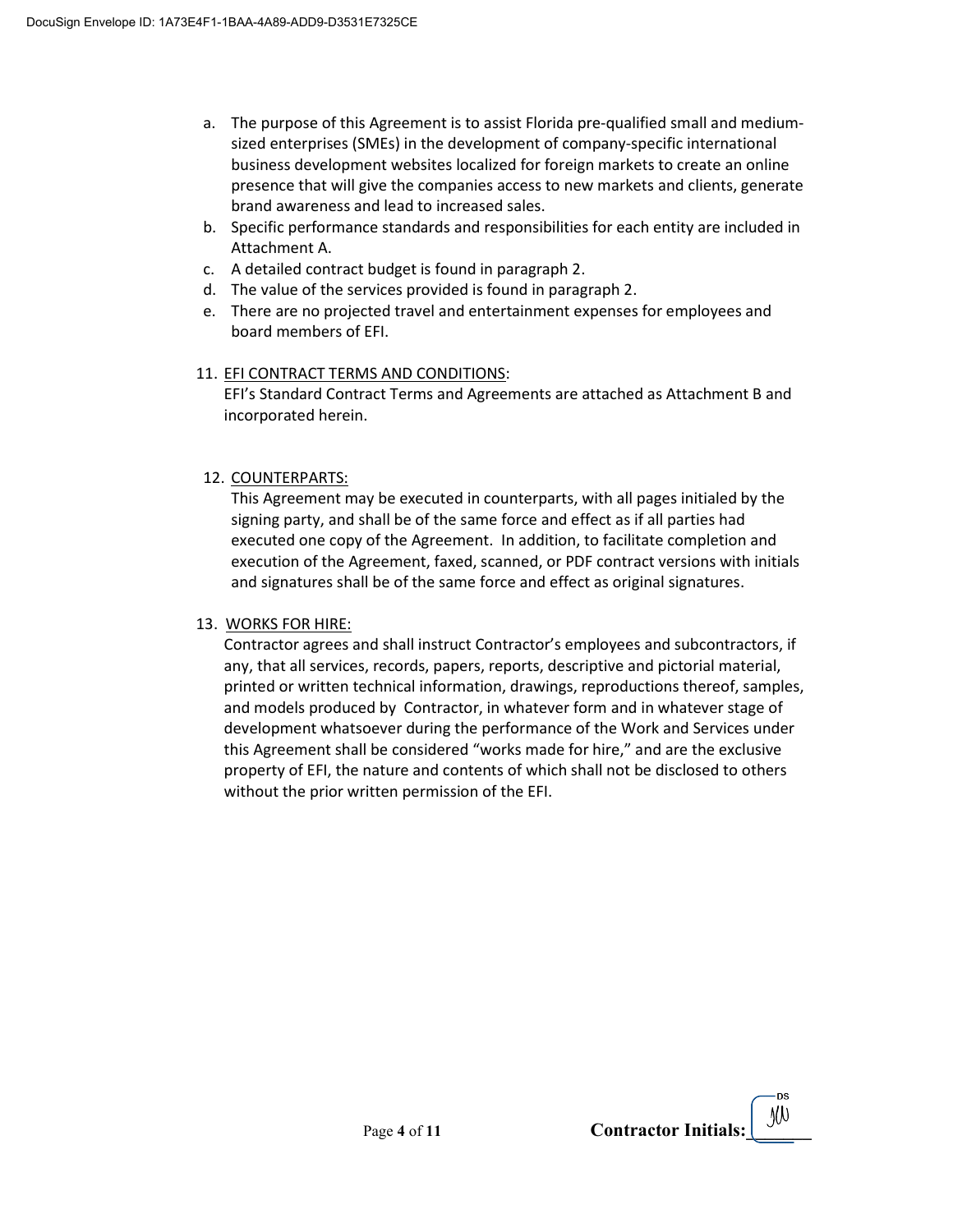a. The purpose of this Agreement is to assist Florida pre-qualified small and medium-sized enterprises (SMEs) in the development of company-specific international business development websites localized for foreign markets to create an online presence that will give the companies access to new markets and clients, generate brand awareness and lead to increased sales.
b. Specific performance standards and responsibilities for each entity are included in Attachment A.
c. A detailed contract budget is found in paragraph 2.
d. The value of the services provided is found in paragraph 2.
e. There are no projected travel and entertainment expenses for employees and board members of EFI.

11. EFI CONTRACT TERMS AND CONDITIONS:
EFI's Standard Contract Terms and Agreements are attached as Attachment B and incorporated herein.

12. COUNTERPARTS:
This Agreement may be executed in counterparts, with all pages initialed by the signing party, and shall be of the same force and effect as if all parties had executed one copy of the Agreement. In addition, to facilitate completion and execution of the Agreement, faxed, scanned, or PDF contract versions with initials and signatures shall be of the same force and effect as original signatures.

13. WORKS FOR HIRE:
Contractor agrees and shall instruct Contractor's employees and subcontractors, if any, that all services, records, papers, reports, descriptive and pictorial material, printed or written technical information, drawings, reproductions thereof, samples, and models produced by Contractor, in whatever form and in whatever stage of development whatsoever during the performance of the Work and Services under this Agreement shall be considered "works made for hire," and are the exclusive property of EFI, the nature and contents of which shall not be disclosed to others without the prior written permission of the EFI.

**Contractor Initials:** JW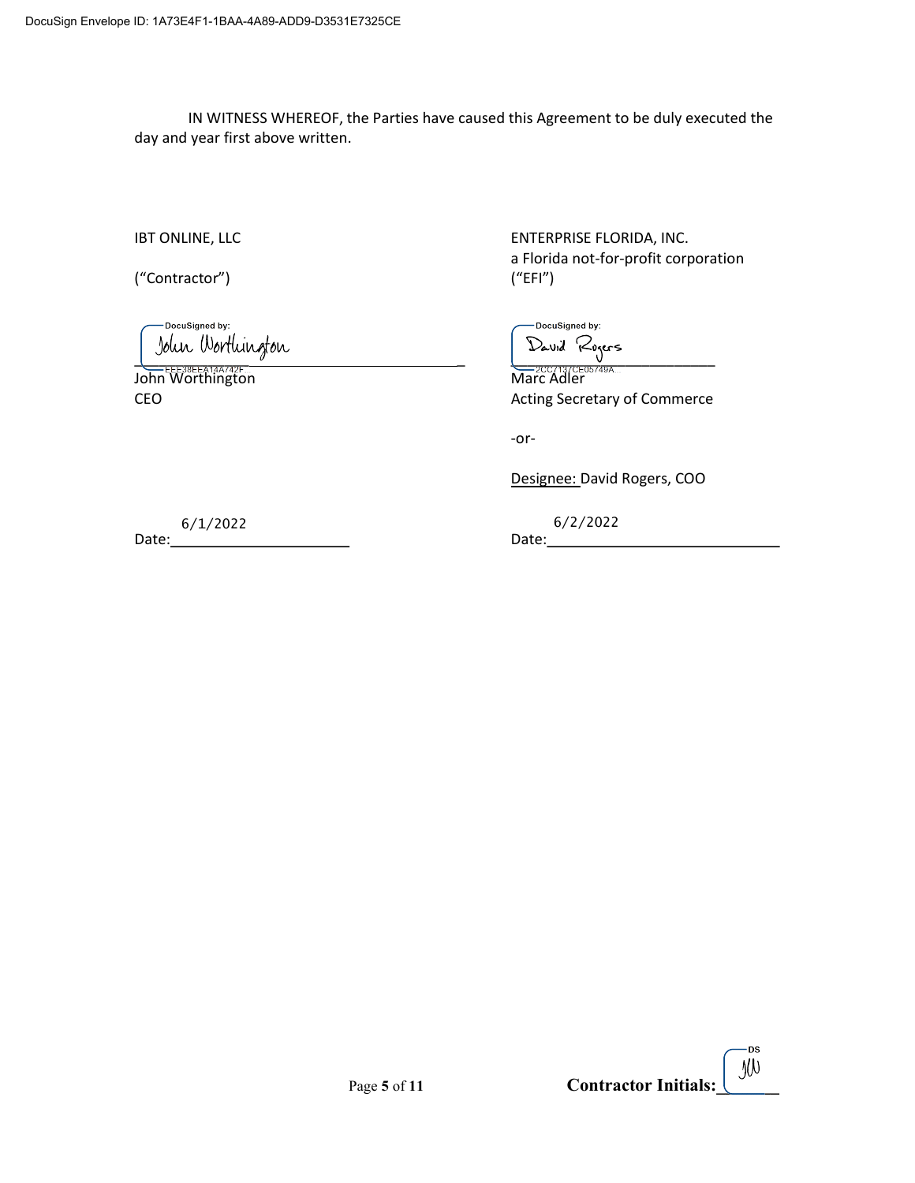DocuSign Envelope ID: 1A73E4F1-1BAA-4A89-ADD9-D3531E7325CE

IN WITNESS WHEREOF, the Parties have caused this Agreement to be duly executed the day and year first above written.

| IBT ONLINE, LLC | ENTERPRISE FLORIDA, INC. |
|---|---|
| | a Florida not-for-profit corporation |
| ("Contractor") | ("EFI") |
| DocuSigned by: John Worthington | DocuSigned by: David Rogers |
| FEE39EEA14A742F... | 2CC7137CE05749A... |
| John Worthington | Marc Adler |
| CEO | Acting Secretary of Commerce |
| | -or- |
| | Designee: David Rogers, COO |
| Date: 6/1/2022 | Date: 6/2/2022 |

Contractor Initials: JW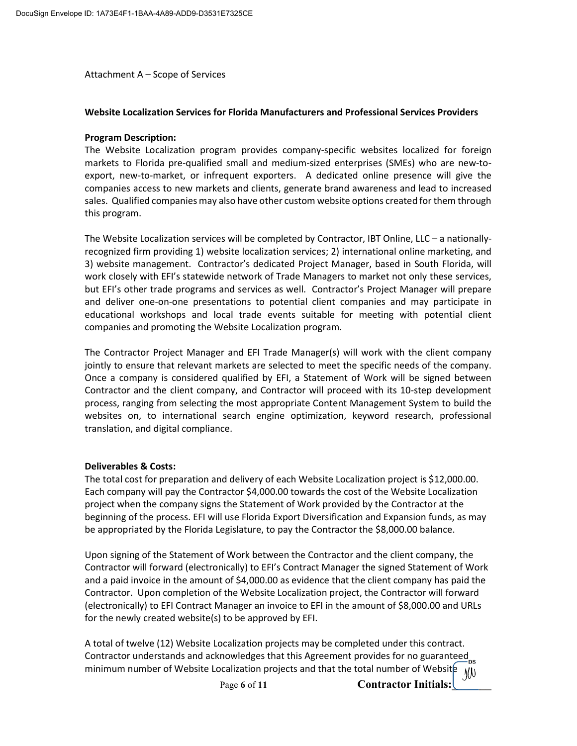Attachment A – Scope of Services

**Website Localization Services for Florida Manufacturers and Professional Services Providers**

**Program Description:**
The Website Localization program provides company-specific websites localized for foreign markets to Florida pre-qualified small and medium-sized enterprises (SMEs) who are new-to-export, new-to-market, or infrequent exporters. A dedicated online presence will give the companies access to new markets and clients, generate brand awareness and lead to increased sales. Qualified companies may also have other custom website options created for them through this program.

The Website Localization services will be completed by Contractor, IBT Online, LLC – a nationally-recognized firm providing 1) website localization services; 2) international online marketing, and 3) website management. Contractor's dedicated Project Manager, based in South Florida, will work closely with EFI's statewide network of Trade Managers to market not only these services, but EFI's other trade programs and services as well. Contractor's Project Manager will prepare and deliver one-on-one presentations to potential client companies and may participate in educational workshops and local trade events suitable for meeting with potential client companies and promoting the Website Localization program.

The Contractor Project Manager and EFI Trade Manager(s) will work with the client company jointly to ensure that relevant markets are selected to meet the specific needs of the company. Once a company is considered qualified by EFI, a Statement of Work will be signed between Contractor and the client company, and Contractor will proceed with its 10-step development process, ranging from selecting the most appropriate Content Management System to build the websites on, to international search engine optimization, keyword research, professional translation, and digital compliance.

**Deliverables & Costs:**
The total cost for preparation and delivery of each Website Localization project is $12,000.00. Each company will pay the Contractor $4,000.00 towards the cost of the Website Localization project when the company signs the Statement of Work provided by the Contractor at the beginning of the process. EFI will use Florida Export Diversification and Expansion funds, as may be appropriated by the Florida Legislature, to pay the Contractor the $8,000.00 balance.

Upon signing of the Statement of Work between the Contractor and the client company, the Contractor will forward (electronically) to EFI's Contract Manager the signed Statement of Work and a paid invoice in the amount of $4,000.00 as evidence that the client company has paid the Contractor. Upon completion of the Website Localization project, the Contractor will forward (electronically) to EFI Contract Manager an invoice to EFI in the amount of $8,000.00 and URLs for the newly created website(s) to be approved by EFI.

A total of twelve (12) Website Localization projects may be completed under this contract. Contractor understands and acknowledges that this Agreement provides for no guaranteed minimum number of Website Localization projects and that the total number of Website

Contractor Initials: JW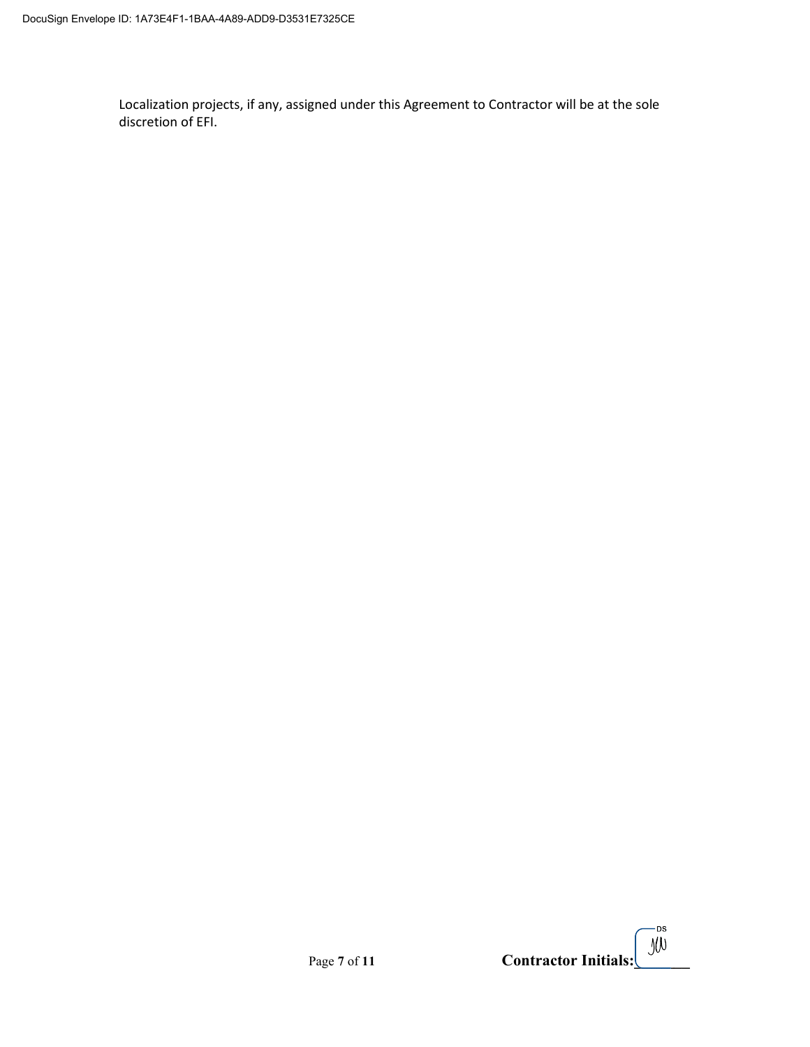Localization projects, if any, assigned under this Agreement to Contractor will be at the sole discretion of EFI.

**Contractor Initials:** JW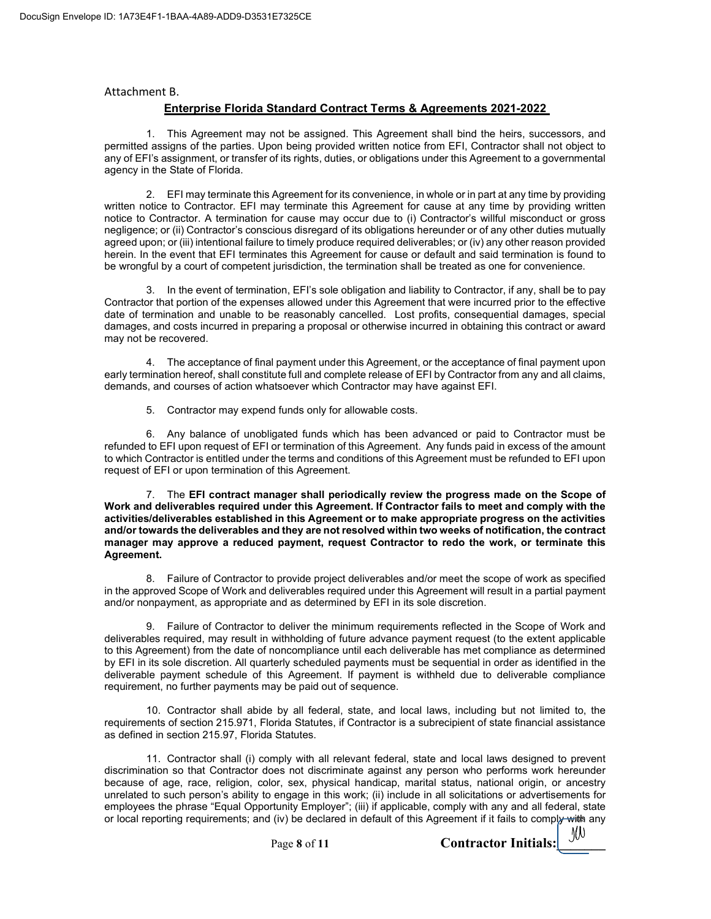Attachment B.

## Enterprise Florida Standard Contract Terms & Agreements 2021-2022

1. This Agreement may not be assigned. This Agreement shall bind the heirs, successors, and permitted assigns of the parties. Upon being provided written notice from EFI, Contractor shall not object to any of EFI's assignment, or transfer of its rights, duties, or obligations under this Agreement to a governmental agency in the State of Florida.

2. EFI may terminate this Agreement for its convenience, in whole or in part at any time by providing written notice to Contractor. EFI may terminate this Agreement for cause at any time by providing written notice to Contractor. A termination for cause may occur due to (i) Contractor's willful misconduct or gross negligence; or (ii) Contractor's conscious disregard of its obligations hereunder or of any other duties mutually agreed upon; or (iii) intentional failure to timely produce required deliverables; or (iv) any other reason provided herein. In the event that EFI terminates this Agreement for cause or default and said termination is found to be wrongful by a court of competent jurisdiction, the termination shall be treated as one for convenience.

3. In the event of termination, EFI's sole obligation and liability to Contractor, if any, shall be to pay Contractor that portion of the expenses allowed under this Agreement that were incurred prior to the effective date of termination and unable to be reasonably cancelled. Lost profits, consequential damages, special damages, and costs incurred in preparing a proposal or otherwise incurred in obtaining this contract or award may not be recovered.

4. The acceptance of final payment under this Agreement, or the acceptance of final payment upon early termination hereof, shall constitute full and complete release of EFI by Contractor from any and all claims, demands, and courses of action whatsoever which Contractor may have against EFI.

5. Contractor may expend funds only for allowable costs.

6. Any balance of unobligated funds which has been advanced or paid to Contractor must be refunded to EFI upon request of EFI or termination of this Agreement. Any funds paid in excess of the amount to which Contractor is entitled under the terms and conditions of this Agreement must be refunded to EFI upon request of EFI or upon termination of this Agreement.

7. The **EFI contract manager shall periodically review the progress made on the Scope of Work and deliverables required under this Agreement. If Contractor fails to meet and comply with the activities/deliverables established in this Agreement or to make appropriate progress on the activities and/or towards the deliverables and they are not resolved within two weeks of notification, the contract manager may approve a reduced payment, request Contractor to redo the work, or terminate this Agreement.**

8. Failure of Contractor to provide project deliverables and/or meet the scope of work as specified in the approved Scope of Work and deliverables required under this Agreement will result in a partial payment and/or nonpayment, as appropriate and as determined by EFI in its sole discretion.

9. Failure of Contractor to deliver the minimum requirements reflected in the Scope of Work and deliverables required, may result in withholding of future advance payment request (to the extent applicable to this Agreement) from the date of noncompliance until each deliverable has met compliance as determined by EFI in its sole discretion. All quarterly scheduled payments must be sequential in order as identified in the deliverable payment schedule of this Agreement. If payment is withheld due to deliverable compliance requirement, no further payments may be paid out of sequence.

10. Contractor shall abide by all federal, state, and local laws, including but not limited to, the requirements of section 215.971, Florida Statutes, if Contractor is a subrecipient of state financial assistance as defined in section 215.97, Florida Statutes.

11. Contractor shall (i) comply with all relevant federal, state and local laws designed to prevent discrimination so that Contractor does not discriminate against any person who performs work hereunder because of age, race, religion, color, sex, physical handicap, marital status, national origin, or ancestry unrelated to such person's ability to engage in this work; (ii) include in all solicitations or advertisements for employees the phrase "Equal Opportunity Employer"; (iii) if applicable, comply with any and all federal, state or local reporting requirements; and (iv) be declared in default of this Agreement if it fails to comply with any

**Contractor Initials:** JW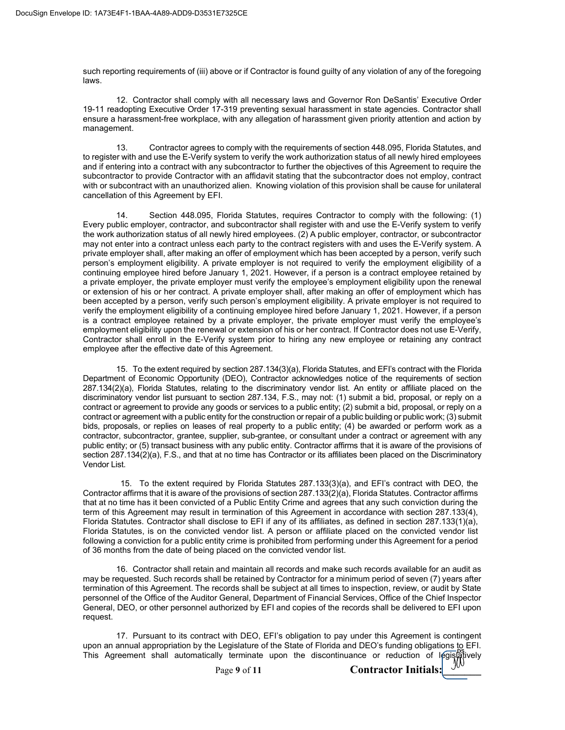such reporting requirements of (iii) above or if Contractor is found guilty of any violation of any of the foregoing laws.

12. Contractor shall comply with all necessary laws and Governor Ron DeSantis' Executive Order 19-11 readopting Executive Order 17-319 preventing sexual harassment in state agencies. Contractor shall ensure a harassment-free workplace, with any allegation of harassment given priority attention and action by management.

13. Contractor agrees to comply with the requirements of section 448.095, Florida Statutes, and to register with and use the E-Verify system to verify the work authorization status of all newly hired employees and if entering into a contract with any subcontractor to further the objectives of this Agreement to require the subcontractor to provide Contractor with an affidavit stating that the subcontractor does not employ, contract with or subcontract with an unauthorized alien. Knowing violation of this provision shall be cause for unilateral cancellation of this Agreement by EFI.

14. Section 448.095, Florida Statutes, requires Contractor to comply with the following: (1) Every public employer, contractor, and subcontractor shall register with and use the E-Verify system to verify the work authorization status of all newly hired employees. (2) A public employer, contractor, or subcontractor may not enter into a contract unless each party to the contract registers with and uses the E-Verify system. A private employer shall, after making an offer of employment which has been accepted by a person, verify such person's employment eligibility. A private employer is not required to verify the employment eligibility of a continuing employee hired before January 1, 2021. However, if a person is a contract employee retained by a private employer, the private employer must verify the employee's employment eligibility upon the renewal or extension of his or her contract. A private employer shall, after making an offer of employment which has been accepted by a person, verify such person's employment eligibility. A private employer is not required to verify the employment eligibility of a continuing employee hired before January 1, 2021. However, if a person is a contract employee retained by a private employer, the private employer must verify the employee's employment eligibility upon the renewal or extension of his or her contract. If Contractor does not use E-Verify, Contractor shall enroll in the E-Verify system prior to hiring any new employee or retaining any contract employee after the effective date of this Agreement.

15. To the extent required by section 287.134(3)(a), Florida Statutes, and EFI's contract with the Florida Department of Economic Opportunity (DEO), Contractor acknowledges notice of the requirements of section 287.134(2)(a), Florida Statutes, relating to the discriminatory vendor list. An entity or affiliate placed on the discriminatory vendor list pursuant to section 287.134, F.S., may not: (1) submit a bid, proposal, or reply on a contract or agreement to provide any goods or services to a public entity; (2) submit a bid, proposal, or reply on a contract or agreement with a public entity for the construction or repair of a public building or public work; (3) submit bids, proposals, or replies on leases of real property to a public entity; (4) be awarded or perform work as a contractor, subcontractor, grantee, supplier, sub-grantee, or consultant under a contract or agreement with any public entity; or (5) transact business with any public entity. Contractor affirms that it is aware of the provisions of section 287.134(2)(a), F.S., and that at no time has Contractor or its affiliates been placed on the Discriminatory Vendor List.

15. To the extent required by Florida Statutes 287.133(3)(a), and EFI's contract with DEO, the Contractor affirms that it is aware of the provisions of section 287.133(2)(a), Florida Statutes. Contractor affirms that at no time has it been convicted of a Public Entity Crime and agrees that any such conviction during the term of this Agreement may result in termination of this Agreement in accordance with section 287.133(4), Florida Statutes. Contractor shall disclose to EFI if any of its affiliates, as defined in section 287.133(1)(a), Florida Statutes, is on the convicted vendor list. A person or affiliate placed on the convicted vendor list following a conviction for a public entity crime is prohibited from performing under this Agreement for a period of 36 months from the date of being placed on the convicted vendor list.

16. Contractor shall retain and maintain all records and make such records available for an audit as may be requested. Such records shall be retained by Contractor for a minimum period of seven (7) years after termination of this Agreement. The records shall be subject at all times to inspection, review, or audit by State personnel of the Office of the Auditor General, Department of Financial Services, Office of the Chief Inspector General, DEO, or other personnel authorized by EFI and copies of the records shall be delivered to EFI upon request.

17. Pursuant to its contract with DEO, EFI's obligation to pay under this Agreement is contingent upon an annual appropriation by the Legislature of the State of Florida and DEO's funding obligations to EFI. This Agreement shall automatically terminate upon the discontinuance or reduction of legislatively

**Contractor Initials:**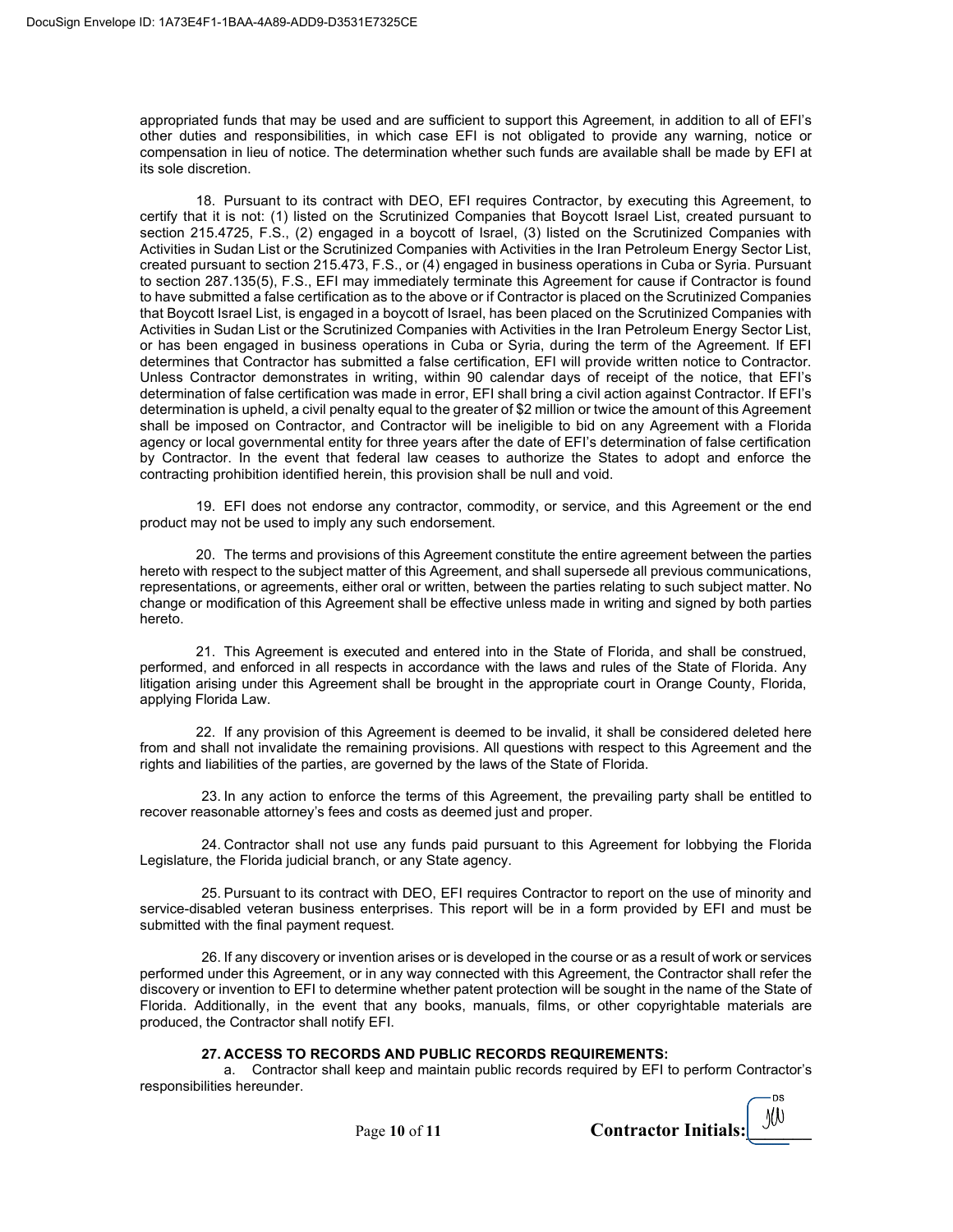appropriated funds that may be used and are sufficient to support this Agreement, in addition to all of EFI's other duties and responsibilities, in which case EFI is not obligated to provide any warning, notice or compensation in lieu of notice. The determination whether such funds are available shall be made by EFI at its sole discretion.

18. Pursuant to its contract with DEO, EFI requires Contractor, by executing this Agreement, to certify that it is not: (1) listed on the Scrutinized Companies that Boycott Israel List, created pursuant to section 215.4725, F.S., (2) engaged in a boycott of Israel, (3) listed on the Scrutinized Companies with Activities in Sudan List or the Scrutinized Companies with Activities in the Iran Petroleum Energy Sector List, created pursuant to section 215.473, F.S., or (4) engaged in business operations in Cuba or Syria. Pursuant to section 287.135(5), F.S., EFI may immediately terminate this Agreement for cause if Contractor is found to have submitted a false certification as to the above or if Contractor is placed on the Scrutinized Companies that Boycott Israel List, is engaged in a boycott of Israel, has been placed on the Scrutinized Companies with Activities in Sudan List or the Scrutinized Companies with Activities in the Iran Petroleum Energy Sector List, or has been engaged in business operations in Cuba or Syria, during the term of the Agreement. If EFI determines that Contractor has submitted a false certification, EFI will provide written notice to Contractor. Unless Contractor demonstrates in writing, within 90 calendar days of receipt of the notice, that EFI's determination of false certification was made in error, EFI shall bring a civil action against Contractor. If EFI's determination is upheld, a civil penalty equal to the greater of $2 million or twice the amount of this Agreement shall be imposed on Contractor, and Contractor will be ineligible to bid on any Agreement with a Florida agency or local governmental entity for three years after the date of EFI's determination of false certification by Contractor. In the event that federal law ceases to authorize the States to adopt and enforce the contracting prohibition identified herein, this provision shall be null and void.

19. EFI does not endorse any contractor, commodity, or service, and this Agreement or the end product may not be used to imply any such endorsement.

20. The terms and provisions of this Agreement constitute the entire agreement between the parties hereto with respect to the subject matter of this Agreement, and shall supersede all previous communications, representations, or agreements, either oral or written, between the parties relating to such subject matter. No change or modification of this Agreement shall be effective unless made in writing and signed by both parties hereto.

21. This Agreement is executed and entered into in the State of Florida, and shall be construed, performed, and enforced in all respects in accordance with the laws and rules of the State of Florida. Any litigation arising under this Agreement shall be brought in the appropriate court in Orange County, Florida, applying Florida Law.

22. If any provision of this Agreement is deemed to be invalid, it shall be considered deleted here from and shall not invalidate the remaining provisions. All questions with respect to this Agreement and the rights and liabilities of the parties, are governed by the laws of the State of Florida.

23. In any action to enforce the terms of this Agreement, the prevailing party shall be entitled to recover reasonable attorney's fees and costs as deemed just and proper.

24. Contractor shall not use any funds paid pursuant to this Agreement for lobbying the Florida Legislature, the Florida judicial branch, or any State agency.

25. Pursuant to its contract with DEO, EFI requires Contractor to report on the use of minority and service-disabled veteran business enterprises. This report will be in a form provided by EFI and must be submitted with the final payment request.

26. If any discovery or invention arises or is developed in the course or as a result of work or services performed under this Agreement, or in any way connected with this Agreement, the Contractor shall refer the discovery or invention to EFI to determine whether patent protection will be sought in the name of the State of Florida. Additionally, in the event that any books, manuals, films, or other copyrightable materials are produced, the Contractor shall notify EFI.

**27. ACCESS TO RECORDS AND PUBLIC RECORDS REQUIREMENTS:**

a. Contractor shall keep and maintain public records required by EFI to perform Contractor's responsibilities hereunder.

**Contractor Initials:** JW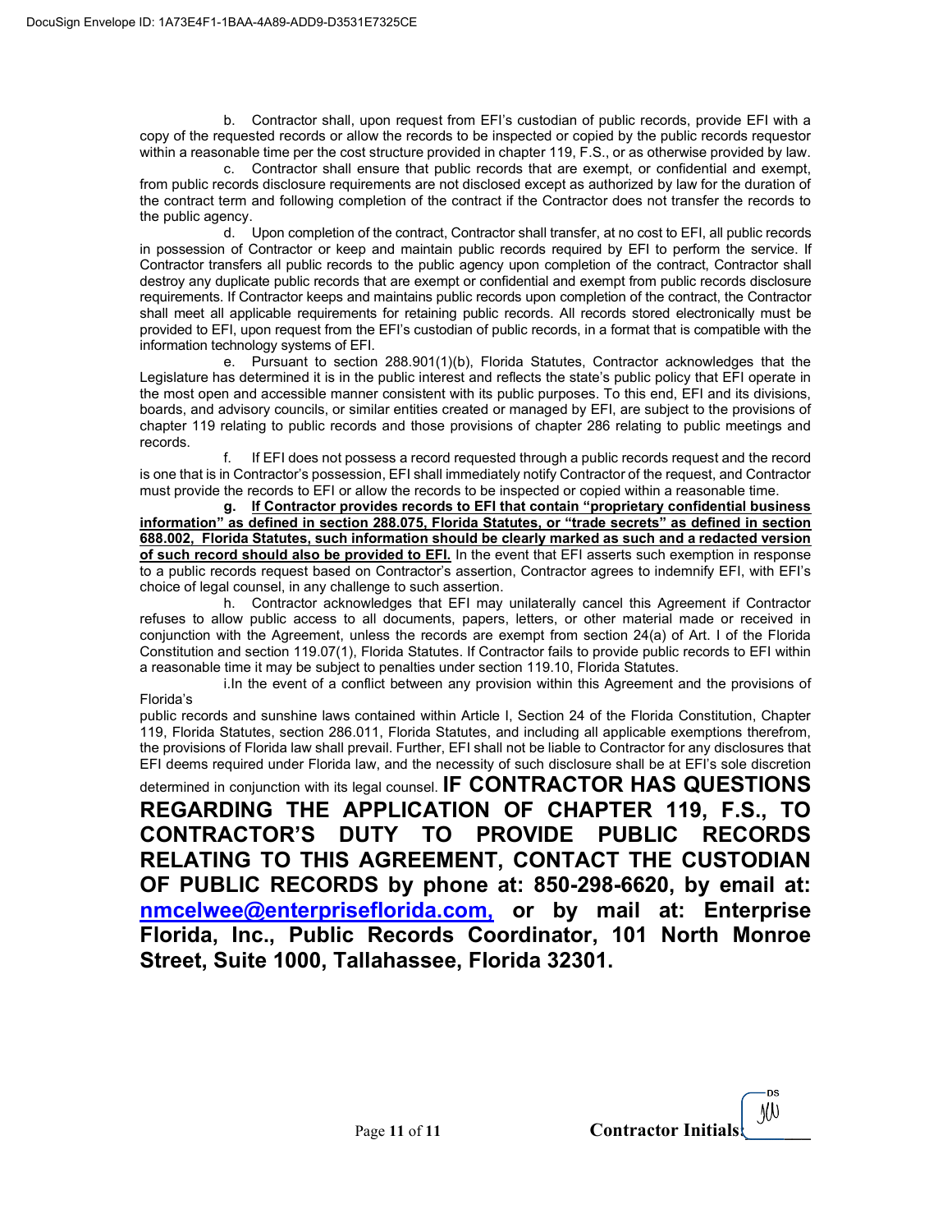b. Contractor shall, upon request from EFI's custodian of public records, provide EFI with a copy of the requested records or allow the records to be inspected or copied by the public records requestor within a reasonable time per the cost structure provided in chapter 119, F.S., or as otherwise provided by law.

c. Contractor shall ensure that public records that are exempt, or confidential and exempt, from public records disclosure requirements are not disclosed except as authorized by law for the duration of the contract term and following completion of the contract if the Contractor does not transfer the records to the public agency.

d. Upon completion of the contract, Contractor shall transfer, at no cost to EFI, all public records in possession of Contractor or keep and maintain public records required by EFI to perform the service. If Contractor transfers all public records to the public agency upon completion of the contract, Contractor shall destroy any duplicate public records that are exempt or confidential and exempt from public records disclosure requirements. If Contractor keeps and maintains public records upon completion of the contract, the Contractor shall meet all applicable requirements for retaining public records. All records stored electronically must be provided to EFI, upon request from the EFI's custodian of public records, in a format that is compatible with the information technology systems of EFI.

e. Pursuant to section 288.901(1)(b), Florida Statutes, Contractor acknowledges that the Legislature has determined it is in the public interest and reflects the state's public policy that EFI operate in the most open and accessible manner consistent with its public purposes. To this end, EFI and its divisions, boards, and advisory councils, or similar entities created or managed by EFI, are subject to the provisions of chapter 119 relating to public records and those provisions of chapter 286 relating to public meetings and records.

f. If EFI does not possess a record requested through a public records request and the record is one that is in Contractor's possession, EFI shall immediately notify Contractor of the request, and Contractor must provide the records to EFI or allow the records to be inspected or copied within a reasonable time.

**g. <u>If Contractor provides records to EFI that contain "proprietary confidential business information" as defined in section 288.075, Florida Statutes, or "trade secrets" as defined in section 688.002, Florida Statutes, such information should be clearly marked as such and a redacted version of such record should also be provided to EFI.</u>** In the event that EFI asserts such exemption in response to a public records request based on Contractor's assertion, Contractor agrees to indemnify EFI, with EFI's choice of legal counsel, in any challenge to such assertion.

h. Contractor acknowledges that EFI may unilaterally cancel this Agreement if Contractor refuses to allow public access to all documents, papers, letters, or other material made or received in conjunction with the Agreement, unless the records are exempt from section 24(a) of Art. I of the Florida Constitution and section 119.07(1), Florida Statutes. If Contractor fails to provide public records to EFI within a reasonable time it may be subject to penalties under section 119.10, Florida Statutes.

i. In the event of a conflict between any provision within this Agreement and the provisions of Florida's public records and sunshine laws contained within Article I, Section 24 of the Florida Constitution, Chapter 119, Florida Statutes, section 286.011, Florida Statutes, and including all applicable exemptions therefrom, the provisions of Florida law shall prevail. Further, EFI shall not be liable to Contractor for any disclosures that EFI deems required under Florida law, and the necessity of such disclosure shall be at EFI's sole discretion determined in conjunction with its legal counsel. **IF CONTRACTOR HAS QUESTIONS REGARDING THE APPLICATION OF CHAPTER 119, F.S., TO CONTRACTOR'S DUTY TO PROVIDE PUBLIC RECORDS RELATING TO THIS AGREEMENT, CONTACT THE CUSTODIAN OF PUBLIC RECORDS by phone at: 850-298-6620, by email at: <u>nmcelwee@enterpriseflorida.com,</u> or by mail at: Enterprise Florida, Inc., Public Records Coordinator, 101 North Monroe Street, Suite 1000, Tallahassee, Florida 32301.**

**Contractor Initials:** NW